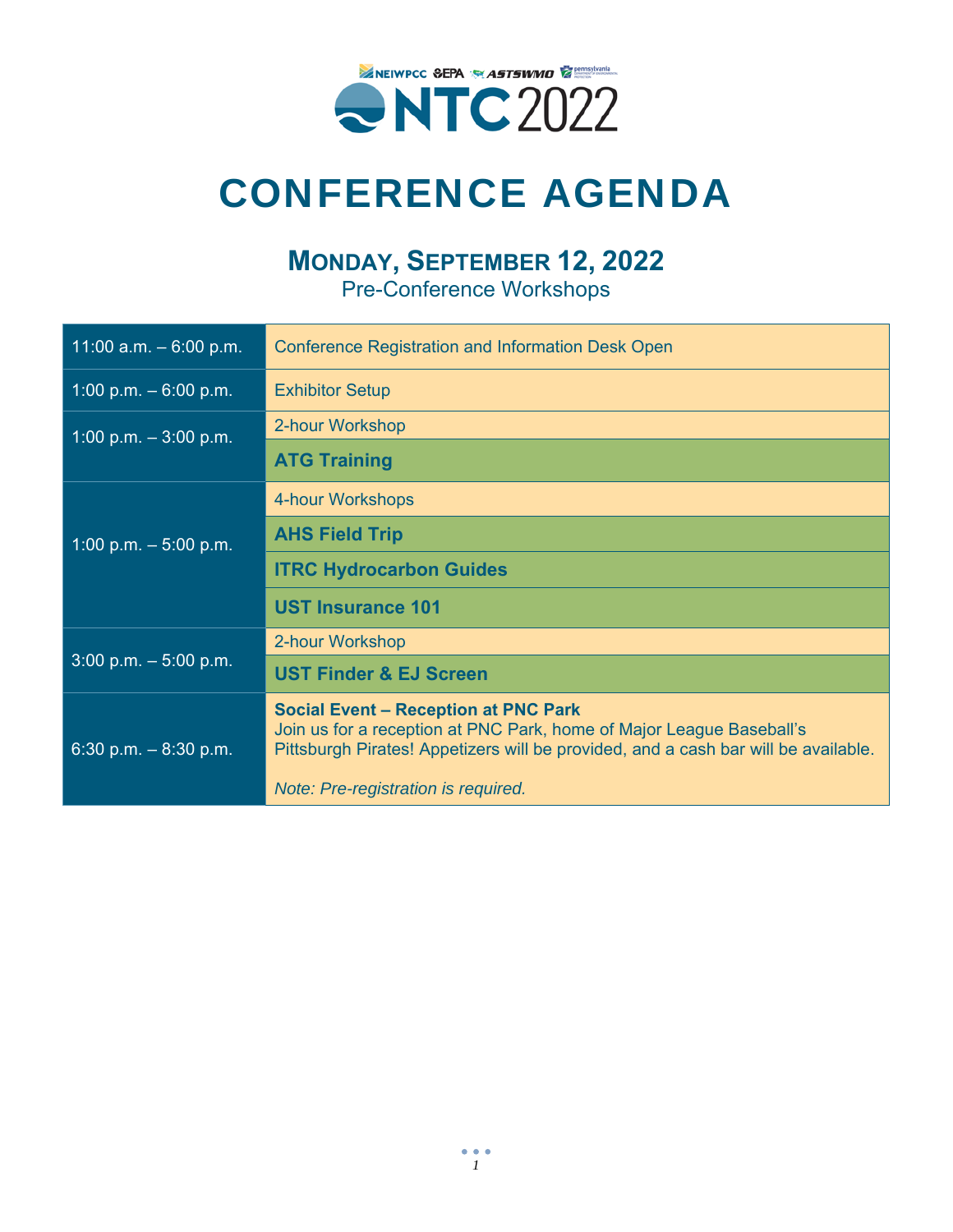NEIWPCC EPA ASTSWMO pennsylvania DEPARTMENT OF ENVIRONMENTAL PROTECTION

NTC 2022

# CONFERENCE AGENDA

## MONDAY, SEPTEMBER 12, 2022

Pre-Conference Workshops

| Time | Event |
|---|---|
| 11:00 a.m. – 6:00 p.m. | Conference Registration and Information Desk Open |
| 1:00 p.m. – 6:00 p.m. | Exhibitor Setup |
| 1:00 p.m. – 3:00 p.m. | 2-hour Workshop |
| | **ATG Training** |
| 1:00 p.m. – 5:00 p.m. | 4-hour Workshops |
| | **AHS Field Trip** |
| | **ITRC Hydrocarbon Guides** |
| | **UST Insurance 101** |
| 3:00 p.m. – 5:00 p.m. | 2-hour Workshop |
| | **UST Finder & EJ Screen** |
| 6:30 p.m. – 8:30 p.m. | **Social Event – Reception at PNC Park**<br>Join us for a reception at PNC Park, home of Major League Baseball's Pittsburgh Pirates! Appetizers will be provided, and a cash bar will be available.<br><br>*Note: Pre-registration is required.* |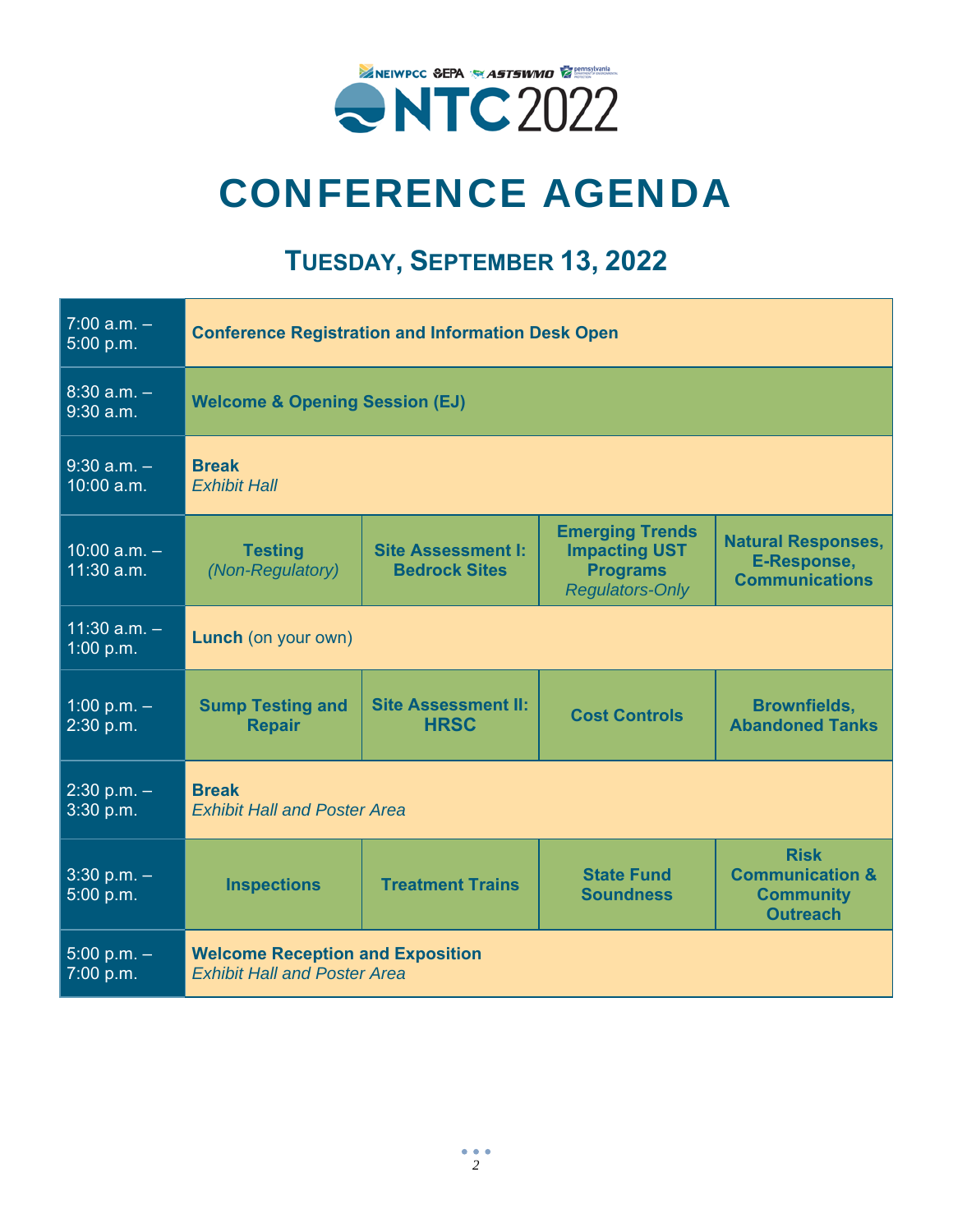NEIWPCC EPA ASTSWMO pennsylvania

NTC 2022

# CONFERENCE AGENDA

## TUESDAY, SEPTEMBER 13, 2022

| Time | | | | |
|---|---|---|---|---|
| 7:00 a.m. – 5:00 p.m. | **Conference Registration and Information Desk Open** | | | |
| 8:30 a.m. – 9:30 a.m. | **Welcome & Opening Session (EJ)** | | | |
| 9:30 a.m. – 10:00 a.m. | **Break** *Exhibit Hall* | | | |
| 10:00 a.m. – 11:30 a.m. | **Testing** *(Non-Regulatory)* | **Site Assessment I: Bedrock Sites** | **Emerging Trends Impacting UST Programs** *Regulators-Only* | **Natural Responses, E-Response, Communications** |
| 11:30 a.m. – 1:00 p.m. | **Lunch** (on your own) | | | |
| 1:00 p.m. – 2:30 p.m. | **Sump Testing and Repair** | **Site Assessment II: HRSC** | **Cost Controls** | **Brownfields, Abandoned Tanks** |
| 2:30 p.m. – 3:30 p.m. | **Break** *Exhibit Hall and Poster Area* | | | |
| 3:30 p.m. – 5:00 p.m. | **Inspections** | **Treatment Trains** | **State Fund Soundness** | **Risk Communication & Community Outreach** |
| 5:00 p.m. – 7:00 p.m. | **Welcome Reception and Exposition** *Exhibit Hall and Poster Area* | | | |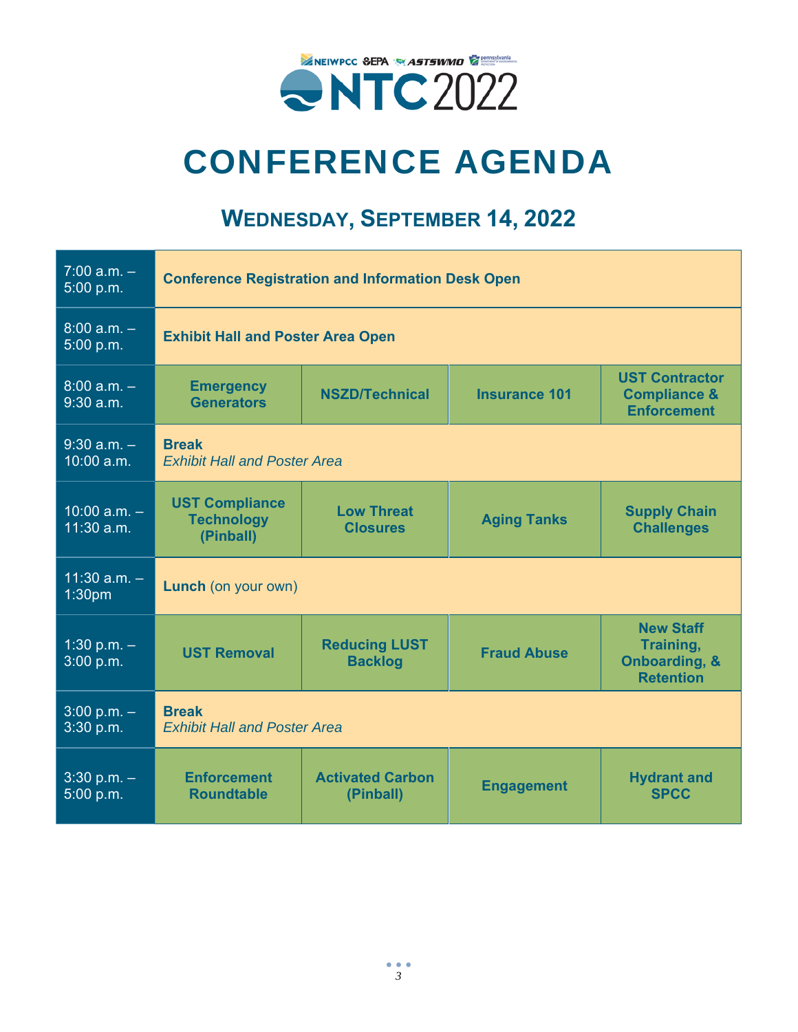NEIWPCC EPA ASTSWMO pennsylvania

NTC 2022

# CONFERENCE AGENDA

## WEDNESDAY, SEPTEMBER 14, 2022

| | | | | |
|---|---|---|---|---|
| 7:00 a.m. – 5:00 p.m. | **Conference Registration and Information Desk Open** | | | |
| 8:00 a.m. – 5:00 p.m. | **Exhibit Hall and Poster Area Open** | | | |
| 8:00 a.m. – 9:30 a.m. | **Emergency Generators** | **NSZD/Technical** | **Insurance 101** | **UST Contractor Compliance & Enforcement** |
| 9:30 a.m. – 10:00 a.m. | **Break** *Exhibit Hall and Poster Area* | | | |
| 10:00 a.m. – 11:30 a.m. | **UST Compliance Technology (Pinball)** | **Low Threat Closures** | **Aging Tanks** | **Supply Chain Challenges** |
| 11:30 a.m. – 1:30pm | **Lunch** (on your own) | | | |
| 1:30 p.m. – 3:00 p.m. | **UST Removal** | **Reducing LUST Backlog** | **Fraud Abuse** | **New Staff Training, Onboarding, & Retention** |
| 3:00 p.m. – 3:30 p.m. | **Break** *Exhibit Hall and Poster Area* | | | |
| 3:30 p.m. – 5:00 p.m. | **Enforcement Roundtable** | **Activated Carbon (Pinball)** | **Engagement** | **Hydrant and SPCC** |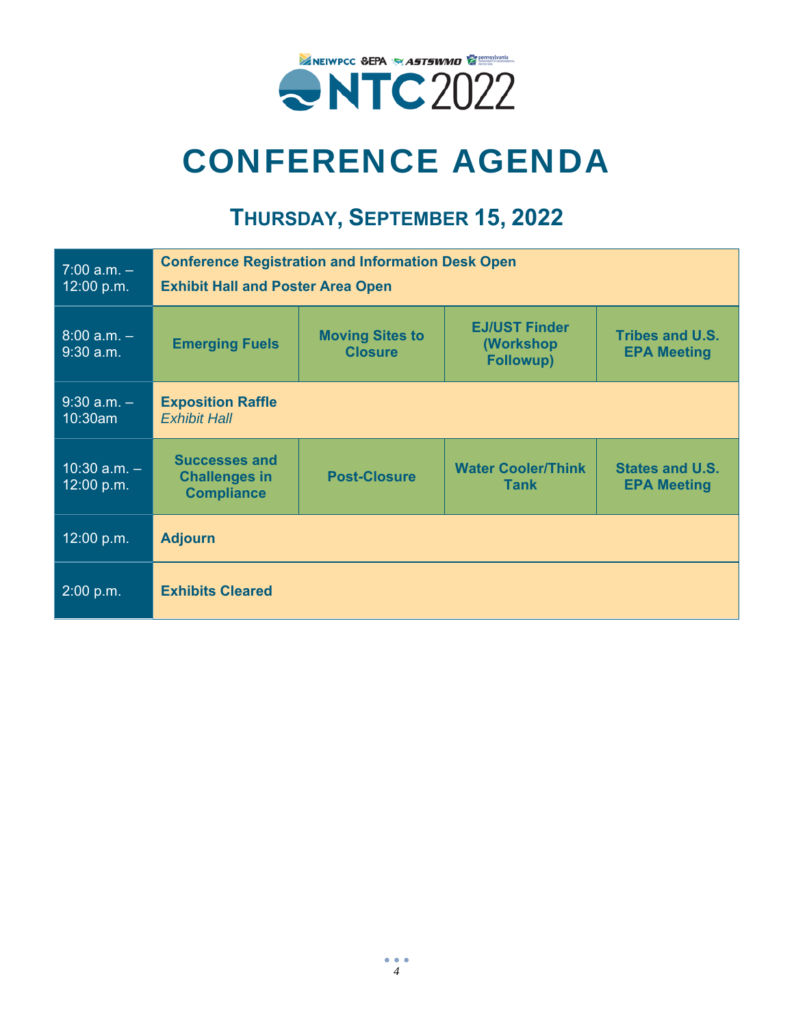NEIWPCC EPA ASTSWMO pennsylvania

NTC 2022

# CONFERENCE AGENDA

## THURSDAY, SEPTEMBER 15, 2022

| | | | | |
|---|---|---|---|---|
| 7:00 a.m. – 12:00 p.m. | **Conference Registration and Information Desk Open**<br>**Exhibit Hall and Poster Area Open** | | | |
| 8:00 a.m. – 9:30 a.m. | **Emerging Fuels** | **Moving Sites to Closure** | **EJ/UST Finder (Workshop Followup)** | **Tribes and U.S. EPA Meeting** |
| 9:30 a.m. – 10:30am | **Exposition Raffle**<br>*Exhibit Hall* | | | |
| 10:30 a.m. – 12:00 p.m. | **Successes and Challenges in Compliance** | **Post-Closure** | **Water Cooler/Think Tank** | **States and U.S. EPA Meeting** |
| 12:00 p.m. | **Adjourn** | | | |
| 2:00 p.m. | **Exhibits Cleared** | | | |